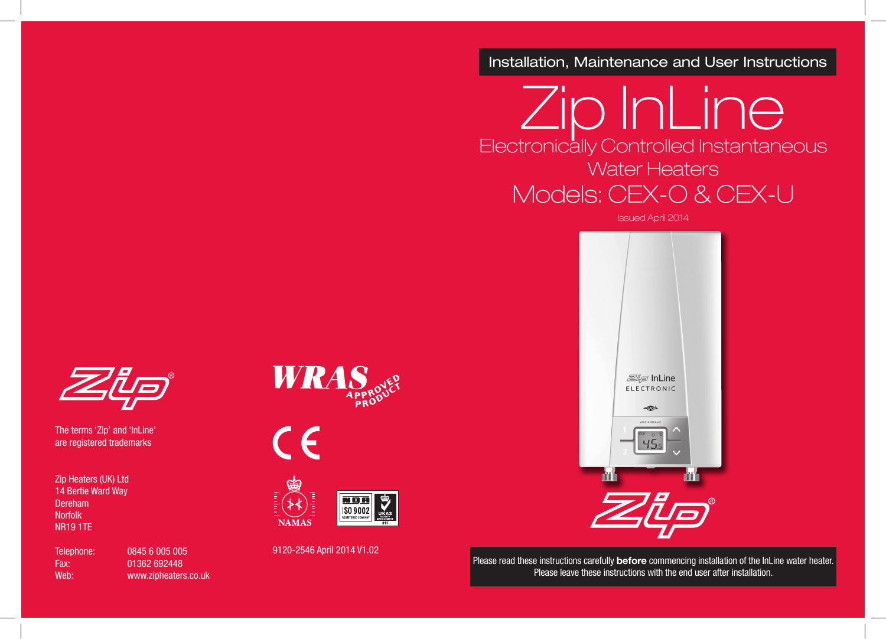Installation, Maintenance and User Instructions

# Zip InLine

## Electronically Controlled Instantaneous Water Heaters

## Models: CEX-O & CEX-U

Issued April 2014

Please read these instructions carefully **before** commencing installation of the InLine water heater. Please leave these instructions with the end user after installation.

The terms 'Zip' and 'InLine' are registered trademarks

Zip Heaters (UK) Ltd
14 Bertie Ward Way
Dereham
Norfolk
NR19 1TE

| | |
|---|---|
| Telephone: | 0845 6 005 005 |
| Fax: | 01362 692448 |
| Web: | www.zipheaters.co.uk |

9120-2546 April 2014 V1.02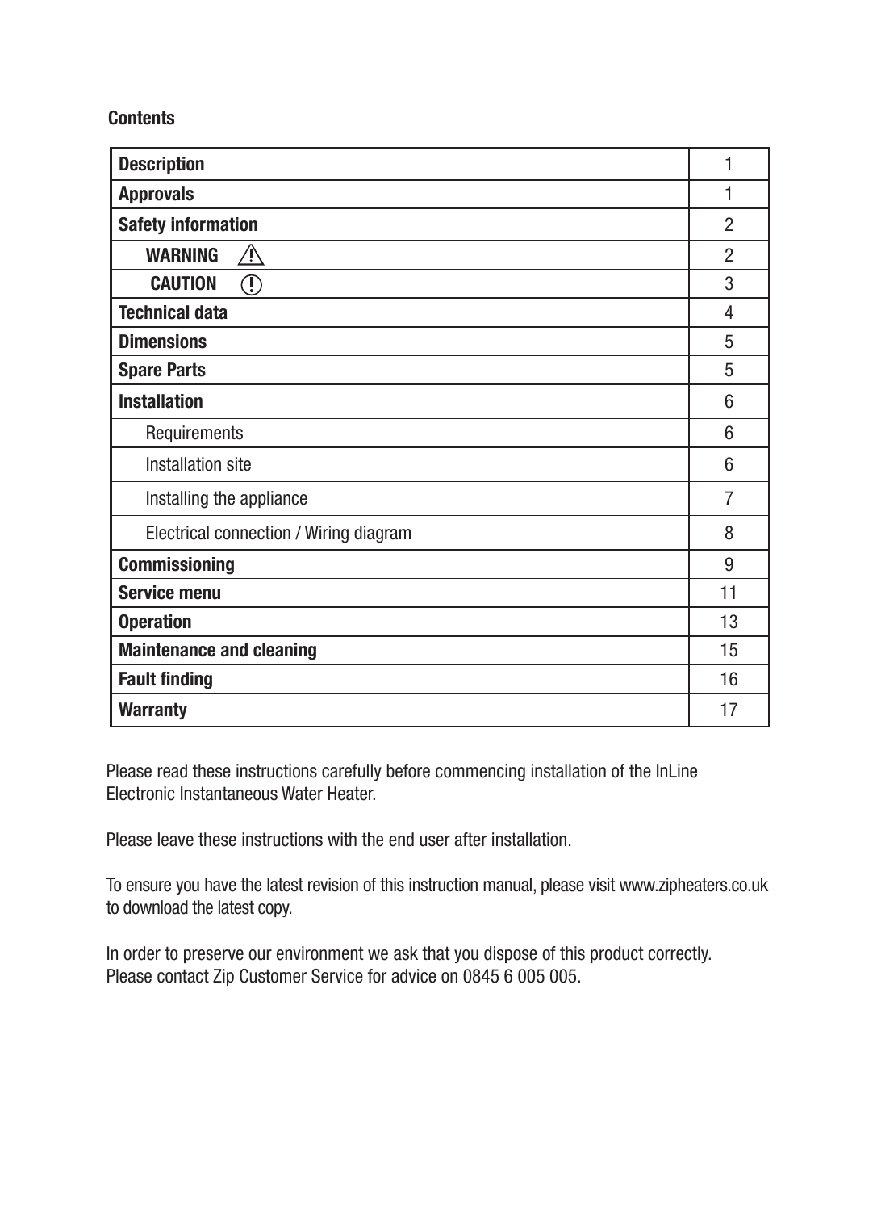## Contents

| | |
|---|---|
| **Description** | 1 |
| **Approvals** | 1 |
| **Safety information** | 2 |
| **WARNING** ⚠ | 2 |
| **CAUTION** ⓘ | 3 |
| **Technical data** | 4 |
| **Dimensions** | 5 |
| **Spare Parts** | 5 |
| **Installation** | 6 |
| Requirements | 6 |
| Installation site | 6 |
| Installing the appliance | 7 |
| Electrical connection / Wiring diagram | 8 |
| **Commissioning** | 9 |
| **Service menu** | 11 |
| **Operation** | 13 |
| **Maintenance and cleaning** | 15 |
| **Fault finding** | 16 |
| **Warranty** | 17 |

Please read these instructions carefully before commencing installation of the InLine Electronic Instantaneous Water Heater.

Please leave these instructions with the end user after installation.

To ensure you have the latest revision of this instruction manual, please visit www.zipheaters.co.uk to download the latest copy.

In order to preserve our environment we ask that you dispose of this product correctly. Please contact Zip Customer Service for advice on 0845 6 005 005.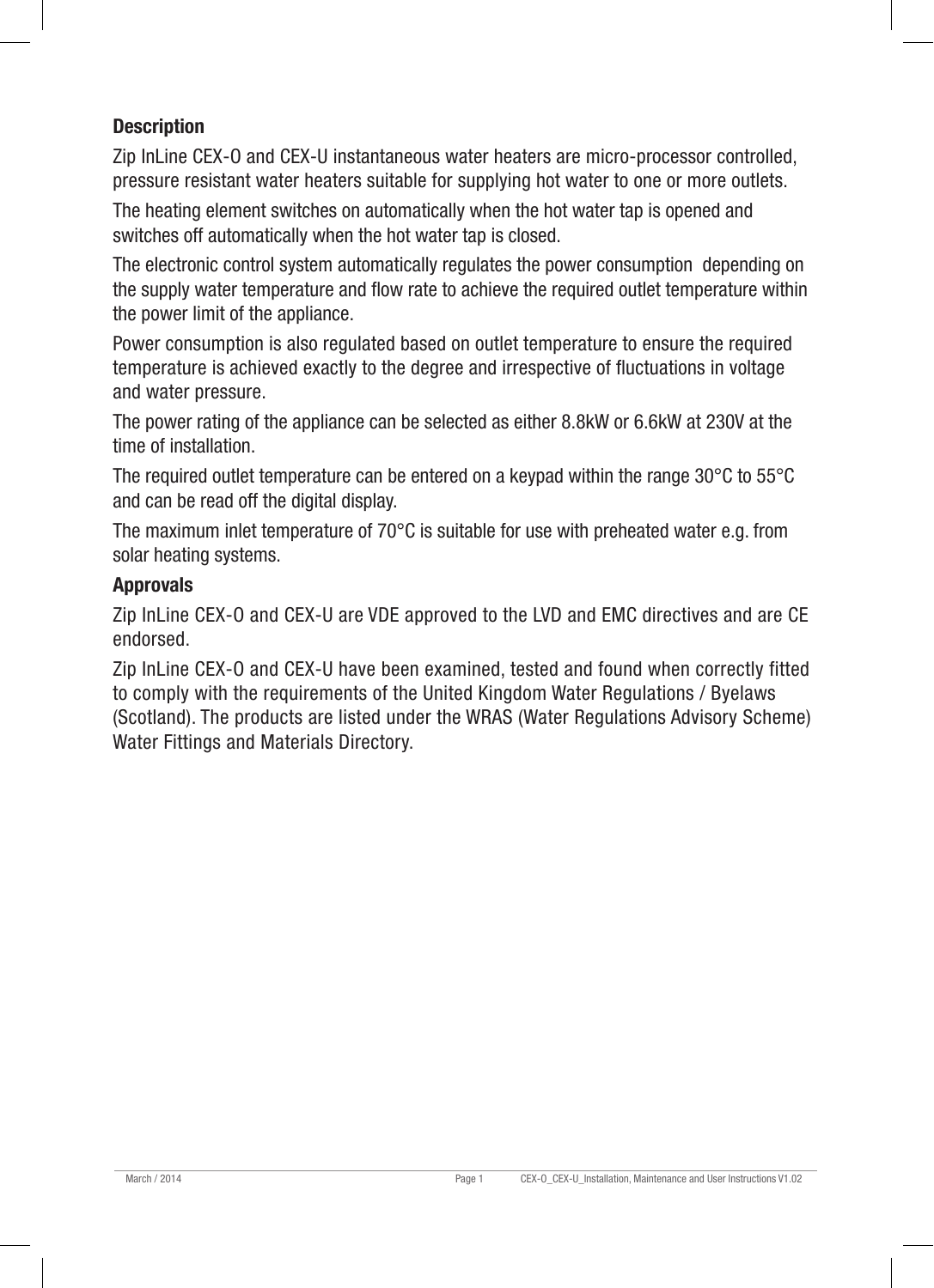**Description**

Zip InLine CEX-O and CEX-U instantaneous water heaters are micro-processor controlled, pressure resistant water heaters suitable for supplying hot water to one or more outlets.

The heating element switches on automatically when the hot water tap is opened and switches off automatically when the hot water tap is closed.

The electronic control system automatically regulates the power consumption depending on the supply water temperature and flow rate to achieve the required outlet temperature within the power limit of the appliance.

Power consumption is also regulated based on outlet temperature to ensure the required temperature is achieved exactly to the degree and irrespective of fluctuations in voltage and water pressure.

The power rating of the appliance can be selected as either 8.8kW or 6.6kW at 230V at the time of installation.

The required outlet temperature can be entered on a keypad within the range 30°C to 55°C and can be read off the digital display.

The maximum inlet temperature of 70°C is suitable for use with preheated water e.g. from solar heating systems.

**Approvals**

Zip InLine CEX-O and CEX-U are VDE approved to the LVD and EMC directives and are CE endorsed.

Zip InLine CEX-O and CEX-U have been examined, tested and found when correctly fitted to comply with the requirements of the United Kingdom Water Regulations / Byelaws (Scotland). The products are listed under the WRAS (Water Regulations Advisory Scheme) Water Fittings and Materials Directory.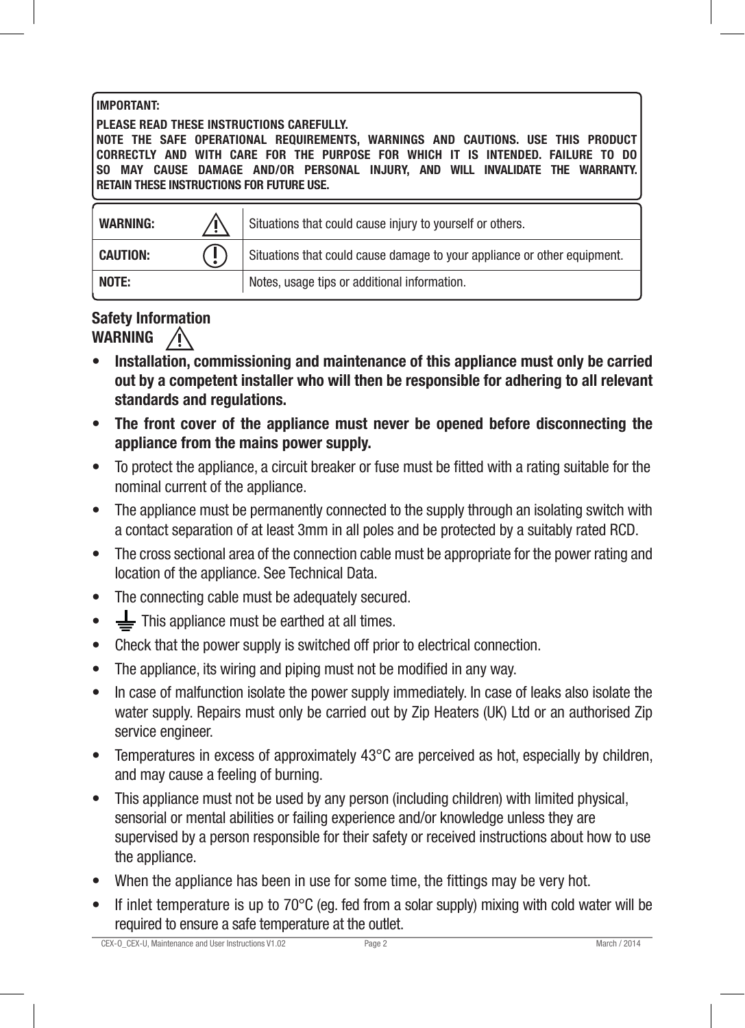**IMPORTANT:**

**PLEASE READ THESE INSTRUCTIONS CAREFULLY.**
**NOTE THE SAFE OPERATIONAL REQUIREMENTS, WARNINGS AND CAUTIONS. USE THIS PRODUCT CORRECTLY AND WITH CARE FOR THE PURPOSE FOR WHICH IT IS INTENDED. FAILURE TO DO SO MAY CAUSE DAMAGE AND/OR PERSONAL INJURY, AND WILL INVALIDATE THE WARRANTY. RETAIN THESE INSTRUCTIONS FOR FUTURE USE.**

| | |
|---|---|
| **WARNING:** ⚠ | Situations that could cause injury to yourself or others. |
| **CAUTION:** ⓘ | Situations that could cause damage to your appliance or other equipment. |
| **NOTE:** | Notes, usage tips or additional information. |

## Safety Information

**WARNING** ⚠

- **Installation, commissioning and maintenance of this appliance must only be carried out by a competent installer who will then be responsible for adhering to all relevant standards and regulations.**
- **The front cover of the appliance must never be opened before disconnecting the appliance from the mains power supply.**
- To protect the appliance, a circuit breaker or fuse must be fitted with a rating suitable for the nominal current of the appliance.
- The appliance must be permanently connected to the supply through an isolating switch with a contact separation of at least 3mm in all poles and be protected by a suitably rated RCD.
- The cross sectional area of the connection cable must be appropriate for the power rating and location of the appliance. See Technical Data.
- The connecting cable must be adequately secured.
- ⏚ This appliance must be earthed at all times.
- Check that the power supply is switched off prior to electrical connection.
- The appliance, its wiring and piping must not be modified in any way.
- In case of malfunction isolate the power supply immediately. In case of leaks also isolate the water supply. Repairs must only be carried out by Zip Heaters (UK) Ltd or an authorised Zip service engineer.
- Temperatures in excess of approximately 43°C are perceived as hot, especially by children, and may cause a feeling of burning.
- This appliance must not be used by any person (including children) with limited physical, sensorial or mental abilities or failing experience and/or knowledge unless they are supervised by a person responsible for their safety or received instructions about how to use the appliance.
- When the appliance has been in use for some time, the fittings may be very hot.
- If inlet temperature is up to 70°C (eg. fed from a solar supply) mixing with cold water will be required to ensure a safe temperature at the outlet.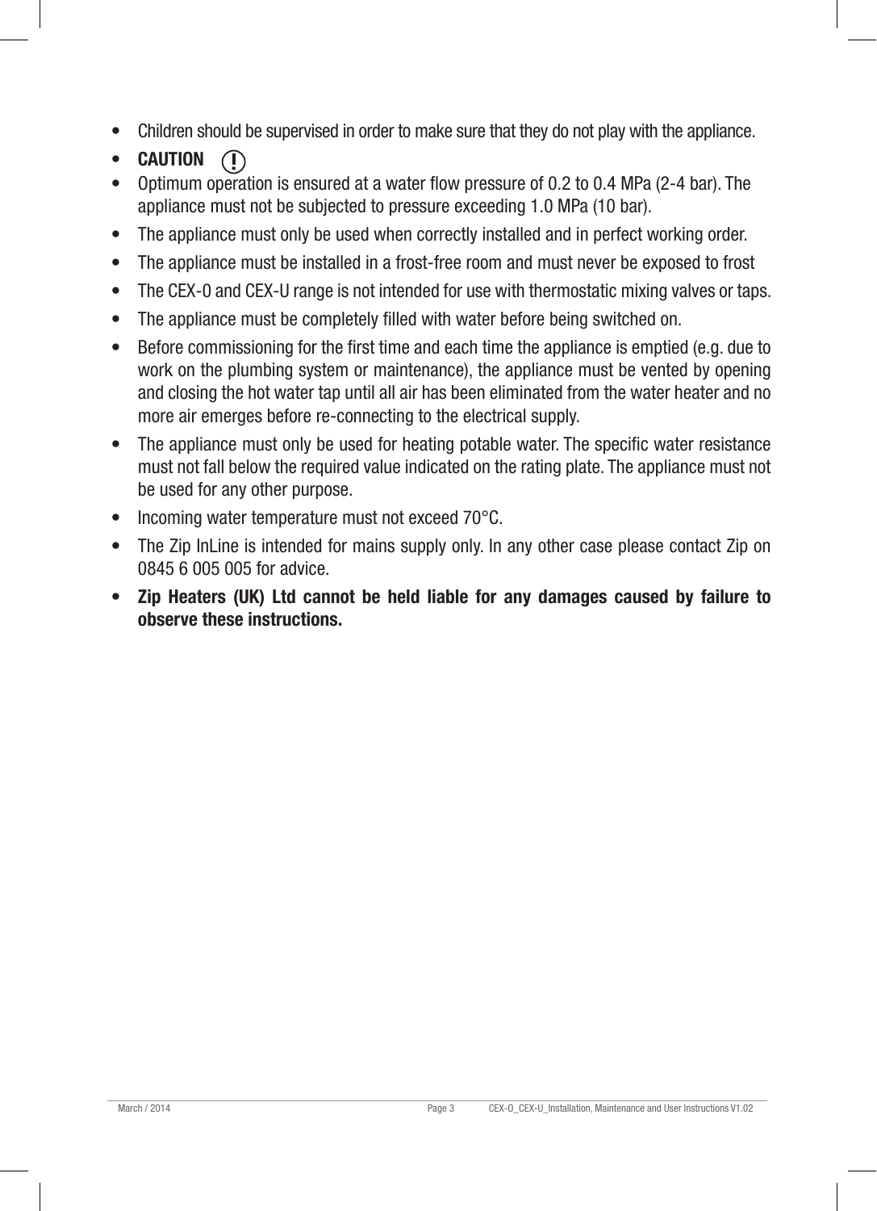- Children should be supervised in order to make sure that they do not play with the appliance.
- **CAUTION** (!)
- Optimum operation is ensured at a water flow pressure of 0.2 to 0.4 MPa (2-4 bar). The appliance must not be subjected to pressure exceeding 1.0 MPa (10 bar).
- The appliance must only be used when correctly installed and in perfect working order.
- The appliance must be installed in a frost-free room and must never be exposed to frost
- The CEX-0 and CEX-U range is not intended for use with thermostatic mixing valves or taps.
- The appliance must be completely filled with water before being switched on.
- Before commissioning for the first time and each time the appliance is emptied (e.g. due to work on the plumbing system or maintenance), the appliance must be vented by opening and closing the hot water tap until all air has been eliminated from the water heater and no more air emerges before re-connecting to the electrical supply.
- The appliance must only be used for heating potable water. The specific water resistance must not fall below the required value indicated on the rating plate. The appliance must not be used for any other purpose.
- Incoming water temperature must not exceed 70°C.
- The Zip InLine is intended for mains supply only. In any other case please contact Zip on 0845 6 005 005 for advice.
- **Zip Heaters (UK) Ltd cannot be held liable for any damages caused by failure to observe these instructions.**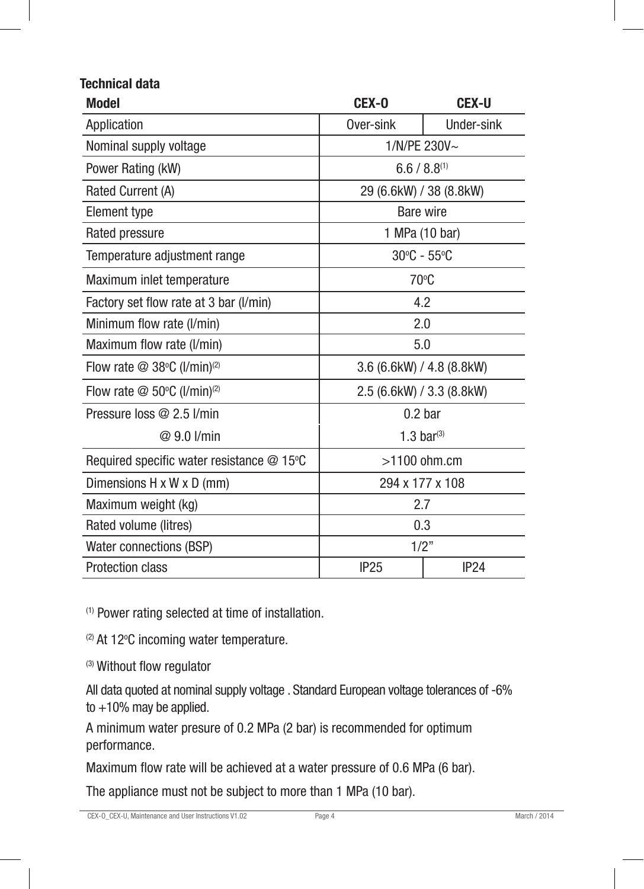## Technical data

| Model | CEX-O | CEX-U |
|---|---|---|
| Application | Over-sink | Under-sink |
| Nominal supply voltage | 1/N/PE 230V~ | |
| Power Rating (kW) | 6.6 / 8.8[1] | |
| Rated Current (A) | 29 (6.6kW) / 38 (8.8kW) | |
| Element type | Bare wire | |
| Rated pressure | 1 MPa (10 bar) | |
| Temperature adjustment range | 30ºC - 55ºC | |
| Maximum inlet temperature | 70ºC | |
| Factory set flow rate at 3 bar (l/min) | 4.2 | |
| Minimum flow rate (l/min) | 2.0 | |
| Maximum flow rate (l/min) | 5.0 | |
| Flow rate @ 38ºC (l/min)[2] | 3.6 (6.6kW) / 4.8 (8.8kW) | |
| Flow rate @ 50ºC (l/min)[2] | 2.5 (6.6kW) / 3.3 (8.8kW) | |
| Pressure loss @ 2.5 l/min | 0.2 bar | |
| @ 9.0 l/min | 1.3 bar[3] | |
| Required specific water resistance @ 15ºC | >1100 ohm.cm | |
| Dimensions H x W x D (mm) | 294 x 177 x 108 | |
| Maximum weight (kg) | 2.7 | |
| Rated volume (litres) | 0.3 | |
| Water connections (BSP) | 1/2" | |
| Protection class | IP25 | IP24 |

[1] Power rating selected at time of installation.

[2] At 12ºC incoming water temperature.

[3] Without flow regulator

All data quoted at nominal supply voltage . Standard European voltage tolerances of -6% to +10% may be applied.

A minimum water presure of 0.2 MPa (2 bar) is recommended for optimum performance.

Maximum flow rate will be achieved at a water pressure of 0.6 MPa (6 bar).

The appliance must not be subject to more than 1 MPa (10 bar).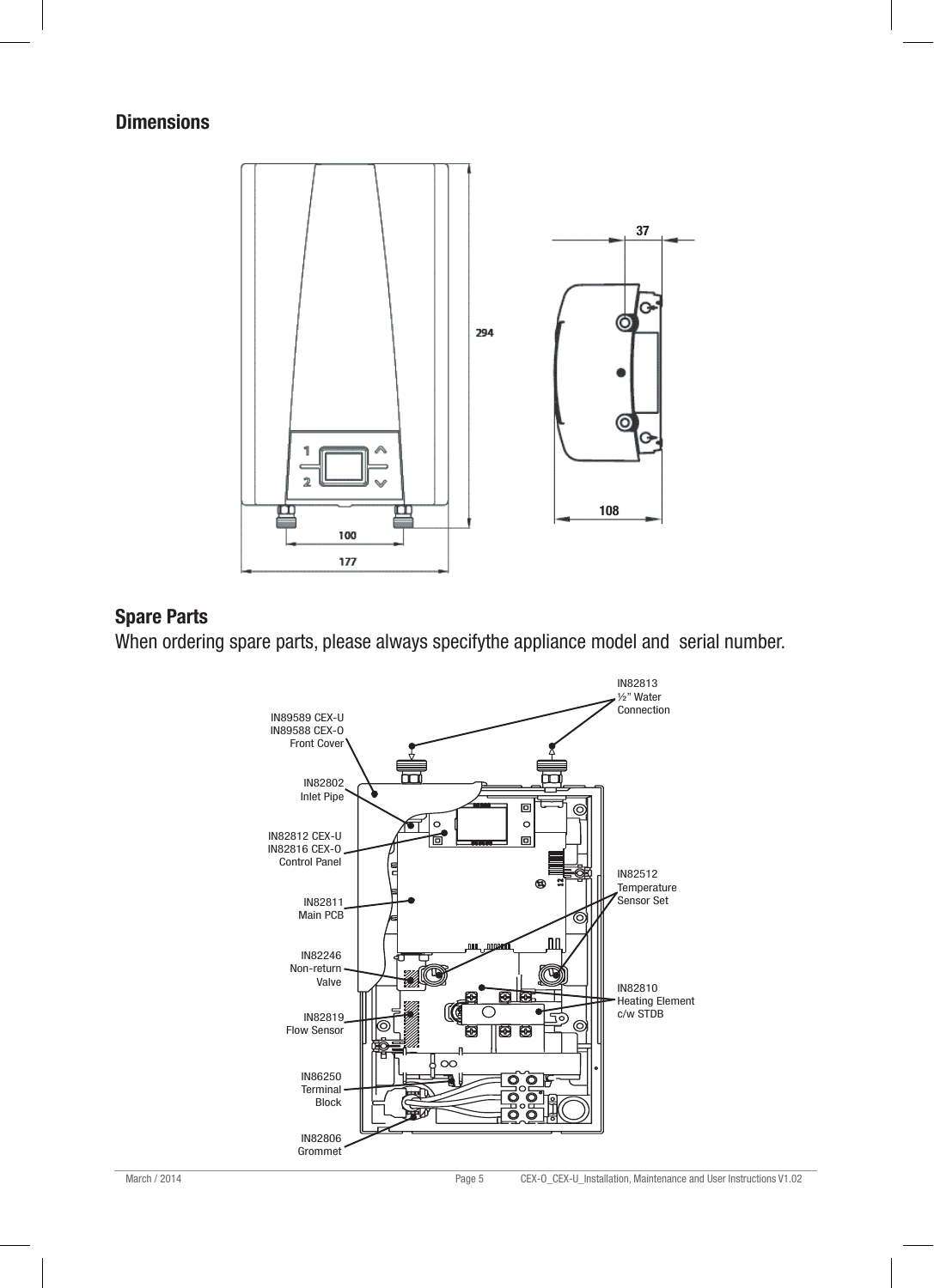## Dimensions

## Spare Parts

When ordering spare parts, please always specifythe appliance model and  serial number.

IN82813
½" Water
Connection

IN89589 CEX-U
IN89588 CEX-O
Front Cover

IN82802
Inlet Pipe

IN82812 CEX-U
IN82816 CEX-O
Control Panel

IN82811
Main PCB

IN82512
Temperature
Sensor Set

IN82246
Non-return
Valve

IN82810
Heating Element
c/w STDB

IN82819
Flow Sensor

IN86250
Terminal
Block

IN82806
Grommet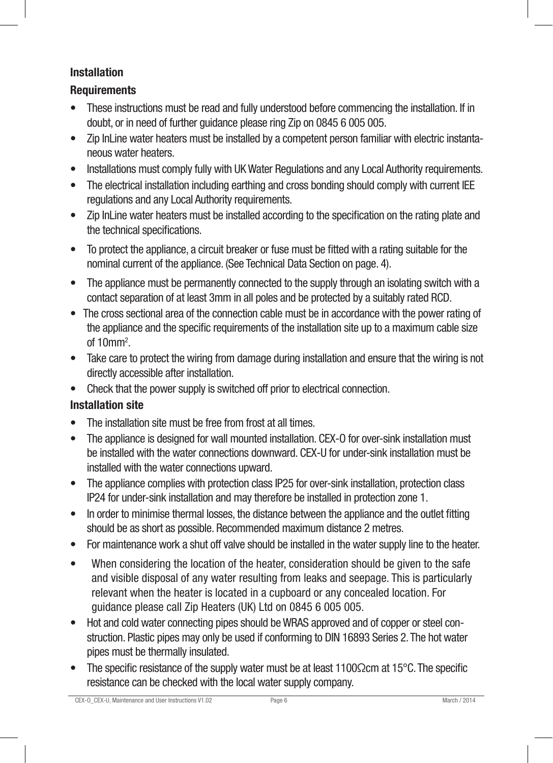## Installation

### Requirements

- These instructions must be read and fully understood before commencing the installation. If in doubt, or in need of further guidance please ring Zip on 0845 6 005 005.
- Zip InLine water heaters must be installed by a competent person familiar with electric instantaneous water heaters.
- Installations must comply fully with UK Water Regulations and any Local Authority requirements.
- The electrical installation including earthing and cross bonding should comply with current IEE regulations and any Local Authority requirements.
- Zip InLine water heaters must be installed according to the specification on the rating plate and the technical specifications.
- To protect the appliance, a circuit breaker or fuse must be fitted with a rating suitable for the nominal current of the appliance. (See Technical Data Section on page. 4).
- The appliance must be permanently connected to the supply through an isolating switch with a contact separation of at least 3mm in all poles and be protected by a suitably rated RCD.
- The cross sectional area of the connection cable must be in accordance with the power rating of the appliance and the specific requirements of the installation site up to a maximum cable size of $10mm^2$.
- Take care to protect the wiring from damage during installation and ensure that the wiring is not directly accessible after installation.
- Check that the power supply is switched off prior to electrical connection.

### Installation site

- The installation site must be free from frost at all times.
- The appliance is designed for wall mounted installation. CEX-O for over-sink installation must be installed with the water connections downward. CEX-U for under-sink installation must be installed with the water connections upward.
- The appliance complies with protection class IP25 for over-sink installation, protection class IP24 for under-sink installation and may therefore be installed in protection zone 1.
- In order to minimise thermal losses, the distance between the appliance and the outlet fitting should be as short as possible. Recommended maximum distance 2 metres.
- For maintenance work a shut off valve should be installed in the water supply line to the heater.
- When considering the location of the heater, consideration should be given to the safe and visible disposal of any water resulting from leaks and seepage. This is particularly relevant when the heater is located in a cupboard or any concealed location. For guidance please call Zip Heaters (UK) Ltd on 0845 6 005 005.
- Hot and cold water connecting pipes should be WRAS approved and of copper or steel construction. Plastic pipes may only be used if conforming to DIN 16893 Series 2. The hot water pipes must be thermally insulated.
- The specific resistance of the supply water must be at least 1100Ωcm at 15°C. The specific resistance can be checked with the local water supply company.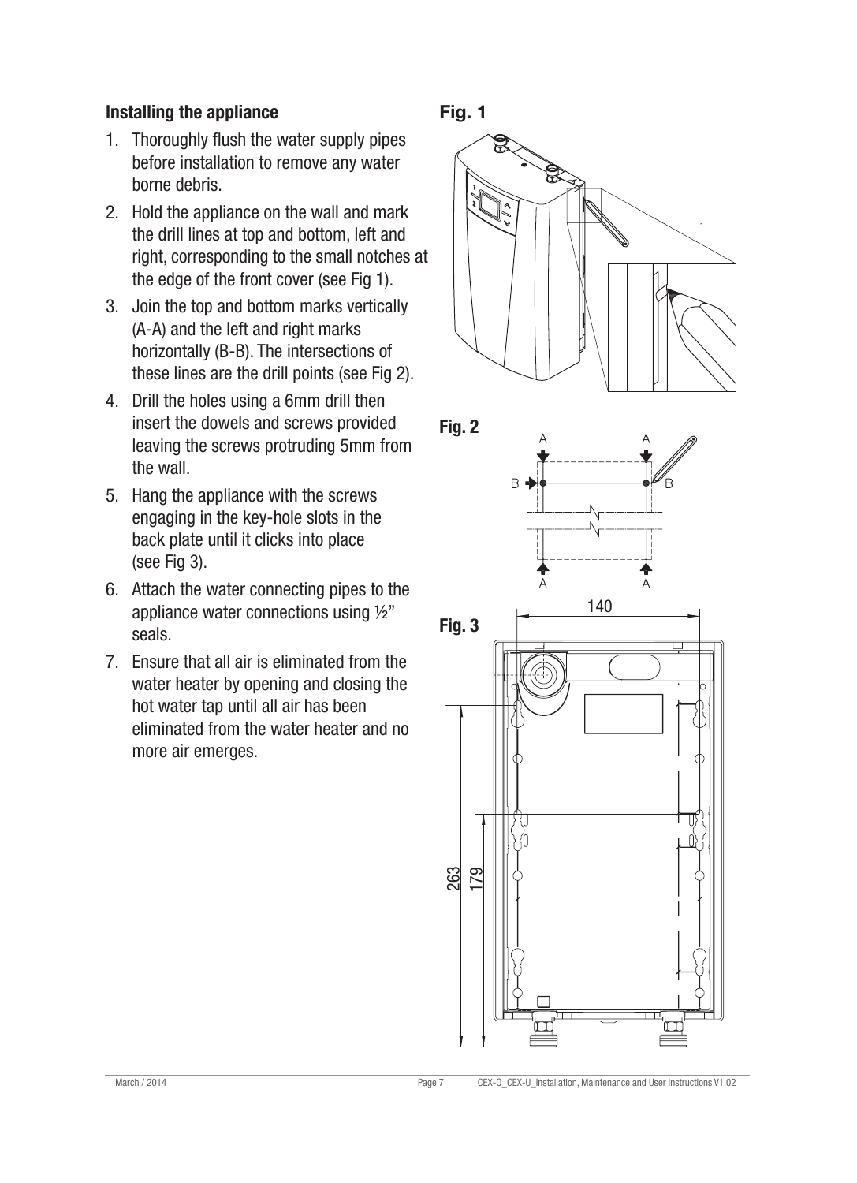## Installing the appliance

1. Thoroughly flush the water supply pipes before installation to remove any water borne debris.
2. Hold the appliance on the wall and mark the drill lines at top and bottom, left and right, corresponding to the small notches at the edge of the front cover (see Fig 1).
3. Join the top and bottom marks vertically (A-A) and the left and right marks horizontally (B-B). The intersections of these lines are the drill points (see Fig 2).
4. Drill the holes using a 6mm drill then insert the dowels and screws provided leaving the screws protruding 5mm from the wall.
5. Hang the appliance with the screws engaging in the key-hole slots in the back plate until it clicks into place (see Fig 3).
6. Attach the water connecting pipes to the appliance water connections using ½" seals.
7. Ensure that all air is eliminated from the water heater by opening and closing the hot water tap until all air has been eliminated from the water heater and no more air emerges.

**Fig. 1**

**Fig. 2**

**Fig. 3**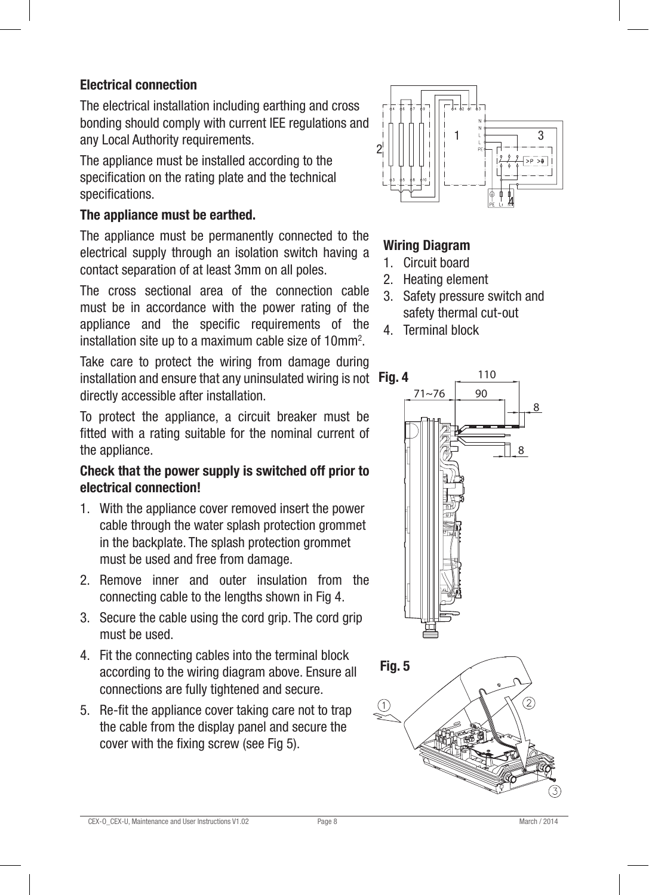## Electrical connection

The electrical installation including earthing and cross bonding should comply with current IEE regulations and any Local Authority requirements.

The appliance must be installed according to the specification on the rating plate and the technical specifications.

**The appliance must be earthed.**

The appliance must be permanently connected to the electrical supply through an isolation switch having a contact separation of at least 3mm on all poles.

The cross sectional area of the connection cable must be in accordance with the power rating of the appliance and the specific requirements of the installation site up to a maximum cable size of 10mm$^2$.

Take care to protect the wiring from damage during installation and ensure that any uninsulated wiring is not directly accessible after installation.

To protect the appliance, a circuit breaker must be fitted with a rating suitable for the nominal current of the appliance.

**Check that the power supply is switched off prior to electrical connection!**

1. With the appliance cover removed insert the power cable through the water splash protection grommet in the backplate. The splash protection grommet must be used and free from damage.
2. Remove inner and outer insulation from the connecting cable to the lengths shown in Fig 4.
3. Secure the cable using the cord grip. The cord grip must be used.
4. Fit the connecting cables into the terminal block according to the wiring diagram above. Ensure all connections are fully tightened and secure.
5. Re-fit the appliance cover taking care not to trap the cable from the display panel and secure the cover with the fixing screw (see Fig 5).

**Wiring Diagram**

1. Circuit board
2. Heating element
3. Safety pressure switch and safety thermal cut-out
4. Terminal block

**Fig. 4**

**Fig. 5**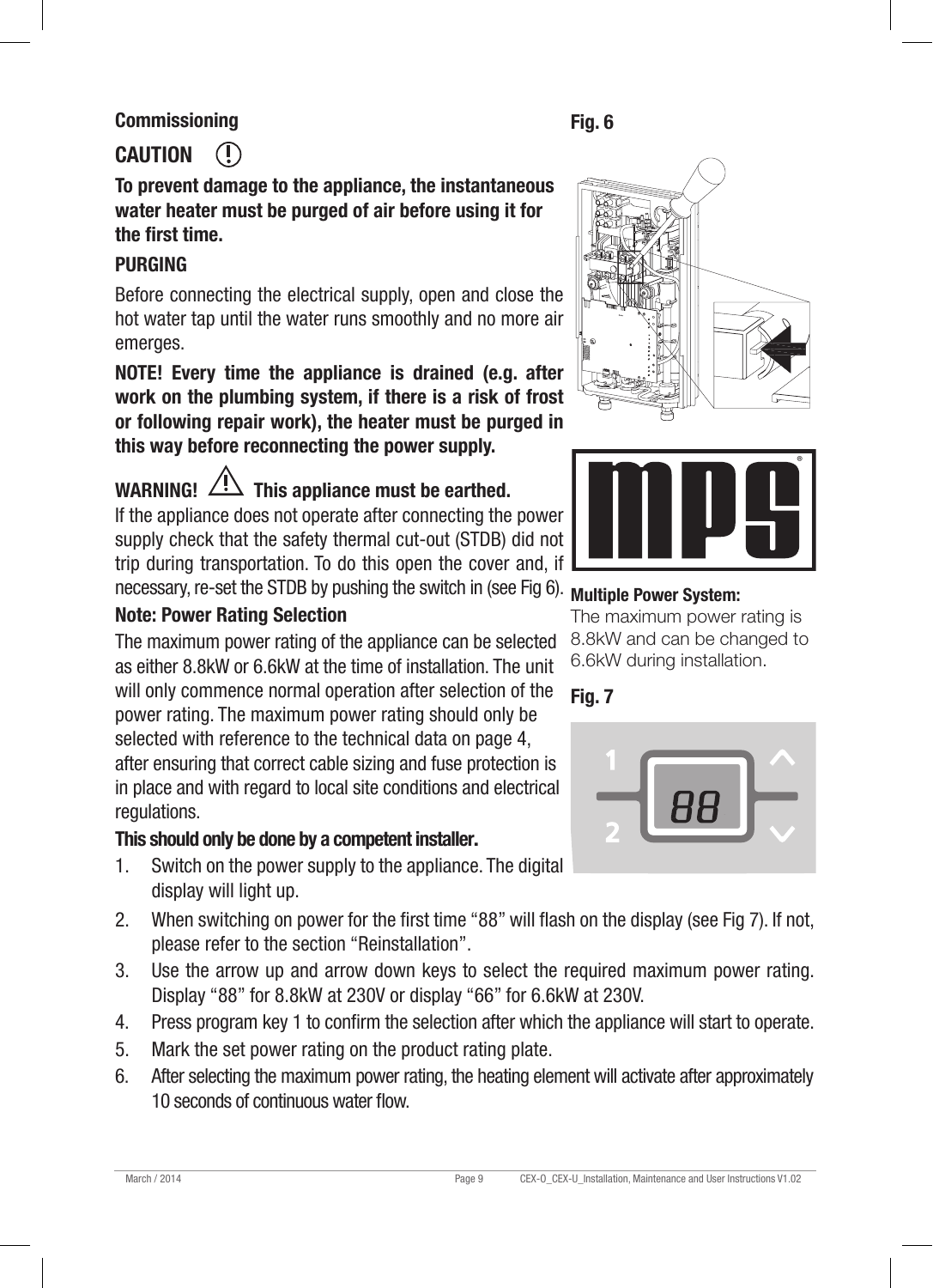## Commissioning

### CAUTION

**To prevent damage to the appliance, the instantaneous water heater must be purged of air before using it for the first time.**

**PURGING**

Before connecting the electrical supply, open and close the hot water tap until the water runs smoothly and no more air emerges.

**NOTE! Every time the appliance is drained (e.g. after work on the plumbing system, if there is a risk of frost or following repair work), the heater must be purged in this way before reconnecting the power supply.**

**WARNING! This appliance must be earthed.**

If the appliance does not operate after connecting the power supply check that the safety thermal cut-out (STDB) did not trip during transportation. To do this open the cover and, if necessary, re-set the STDB by pushing the switch in (see Fig 6).

**Note: Power Rating Selection**

The maximum power rating of the appliance can be selected as either 8.8kW or 6.6kW at the time of installation. The unit will only commence normal operation after selection of the power rating. The maximum power rating should only be selected with reference to the technical data on page 4, after ensuring that correct cable sizing and fuse protection is in place and with regard to local site conditions and electrical regulations.

**This should only be done by a competent installer.**

1. Switch on the power supply to the appliance. The digital display will light up.
2. When switching on power for the first time "88" will flash on the display (see Fig 7). If not, please refer to the section "Reinstallation".
3. Use the arrow up and arrow down keys to select the required maximum power rating. Display "88" for 8.8kW at 230V or display "66" for 6.6kW at 230V.
4. Press program key 1 to confirm the selection after which the appliance will start to operate.
5. Mark the set power rating on the product rating plate.
6. After selecting the maximum power rating, the heating element will activate after approximately 10 seconds of continuous water flow.

**Fig. 6**

**Multiple Power System:**
The maximum power rating is 8.8kW and can be changed to 6.6kW during installation.

**Fig. 7**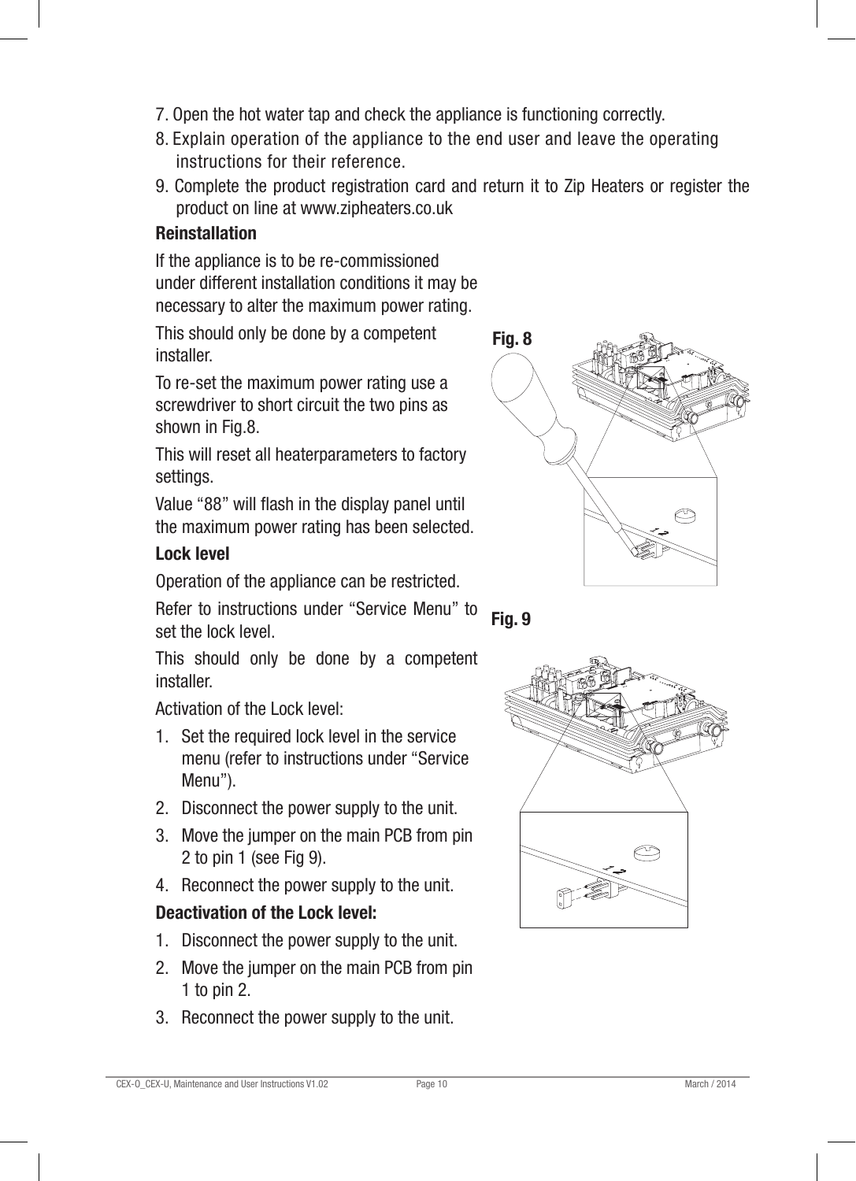7. Open the hot water tap and check the appliance is functioning correctly.
8. Explain operation of the appliance to the end user and leave the operating instructions for their reference.
9. Complete the product registration card and return it to Zip Heaters or register the product on line at www.zipheaters.co.uk

**Reinstallation**

If the appliance is to be re-commissioned under different installation conditions it may be necessary to alter the maximum power rating.

This should only be done by a competent installer.

To re-set the maximum power rating use a screwdriver to short circuit the two pins as shown in Fig.8.

This will reset all heaterparameters to factory settings.

Value "88" will flash in the display panel until the maximum power rating has been selected.

**Fig. 8**

**Lock level**

Operation of the appliance can be restricted.

Refer to instructions under "Service Menu" to set the lock level.

This should only be done by a competent installer.

Activation of the Lock level:

1. Set the required lock level in the service menu (refer to instructions under "Service Menu").
2. Disconnect the power supply to the unit.
3. Move the jumper on the main PCB from pin 2 to pin 1 (see Fig 9).
4. Reconnect the power supply to the unit.

**Fig. 9**

**Deactivation of the Lock level:**

1. Disconnect the power supply to the unit.
2. Move the jumper on the main PCB from pin 1 to pin 2.
3. Reconnect the power supply to the unit.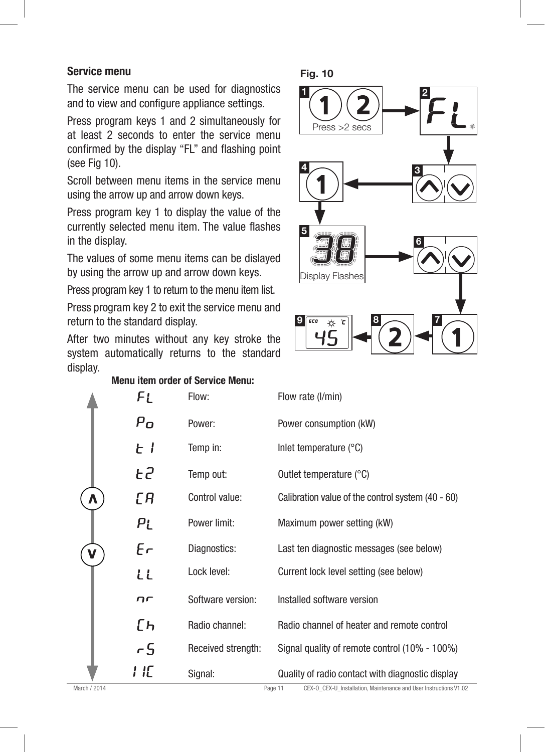## Service menu

The service menu can be used for diagnostics and to view and configure appliance settings.

Press program keys 1 and 2 simultaneously for at least 2 seconds to enter the service menu confirmed by the display "FL" and flashing point (see Fig 10).

Scroll between menu items in the service menu using the arrow up and arrow down keys.

Press program key 1 to display the value of the currently selected menu item. The value flashes in the display.

The values of some menu items can be dislayed by using the arrow up and arrow down keys.

Press program key 1 to return to the menu item list.

Press program key 2 to exit the service menu and return to the standard display.

After two minutes without any key stroke the system automatically returns to the standard display.

**Fig. 10**

**Menu item order of Service Menu:**

| | | |
|---|---|---|
| FL | Flow: | Flow rate (l/min) |
| Po | Power: | Power consumption (kW) |
| t 1 | Temp in: | Inlet temperature (°C) |
| t2 | Temp out: | Outlet temperature (°C) |
| CA | Control value: | Calibration value of the control system (40 - 60) |
| PL | Power limit: | Maximum power setting (kW) |
| Er | Diagnostics: | Last ten diagnostic messages (see below) |
| LL | Lock level: | Current lock level setting (see below) |
| nr | Software version: | Installed software version |
| Ch | Radio channel: | Radio channel of heater and remote control |
| rS | Received strength: | Signal quality of remote control (10% - 100%) |
| 11C | Signal: | Quality of radio contact with diagnostic display |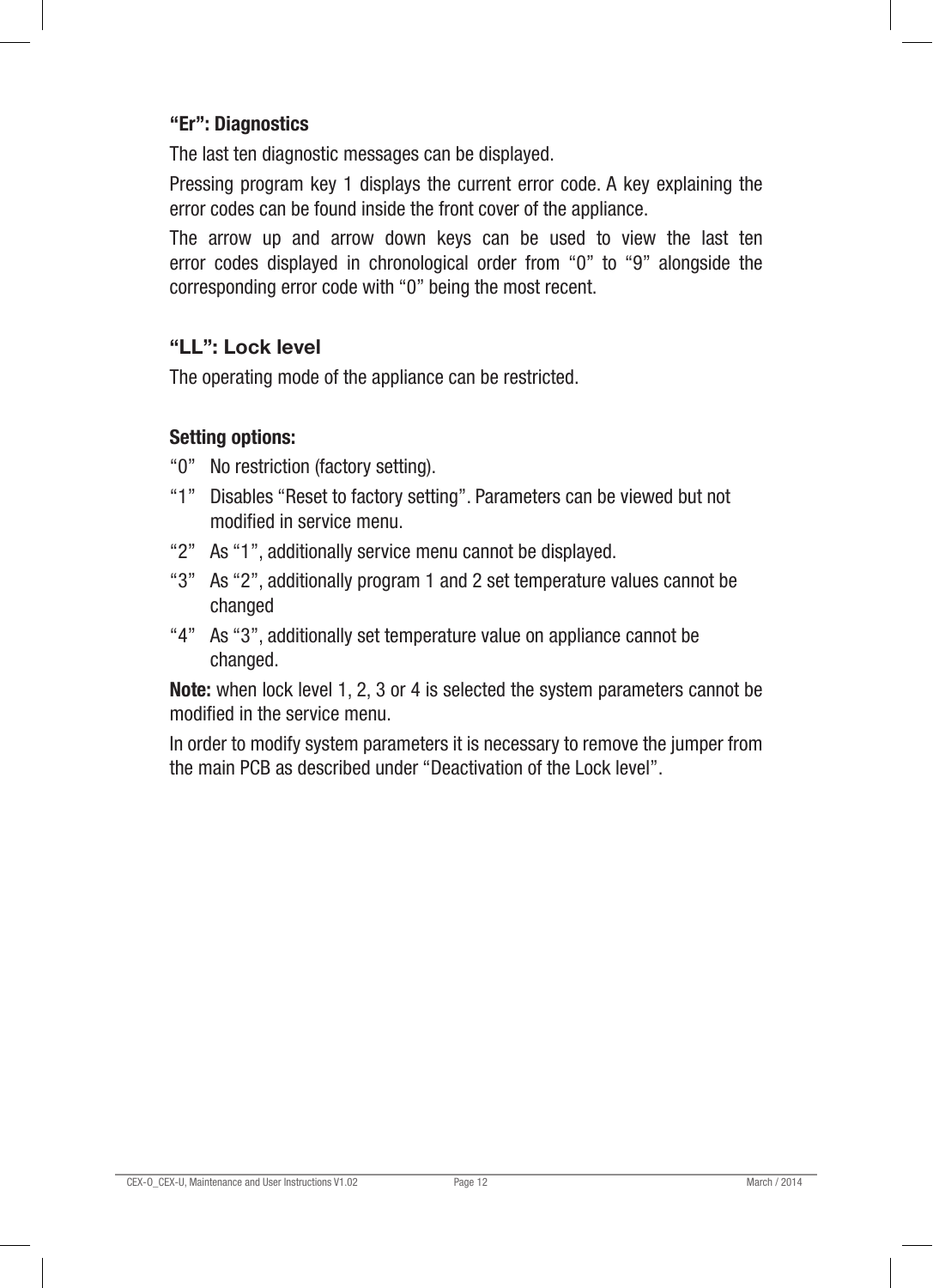### “Er”: Diagnostics

The last ten diagnostic messages can be displayed.

Pressing program key 1 displays the current error code. A key explaining the error codes can be found inside the front cover of the appliance.

The arrow up and arrow down keys can be used to view the last ten error codes displayed in chronological order from “0” to “9” alongside the corresponding error code with “0” being the most recent.

### “LL”: Lock level

The operating mode of the appliance can be restricted.

**Setting options:**

- “0” No restriction (factory setting).
- “1” Disables “Reset to factory setting”. Parameters can be viewed but not modified in service menu.
- “2” As “1”, additionally service menu cannot be displayed.
- “3” As “2”, additionally program 1 and 2 set temperature values cannot be changed
- “4” As “3”, additionally set temperature value on appliance cannot be changed.

**Note:** when lock level 1, 2, 3 or 4 is selected the system parameters cannot be modified in the service menu.

In order to modify system parameters it is necessary to remove the jumper from the main PCB as described under “Deactivation of the Lock level”.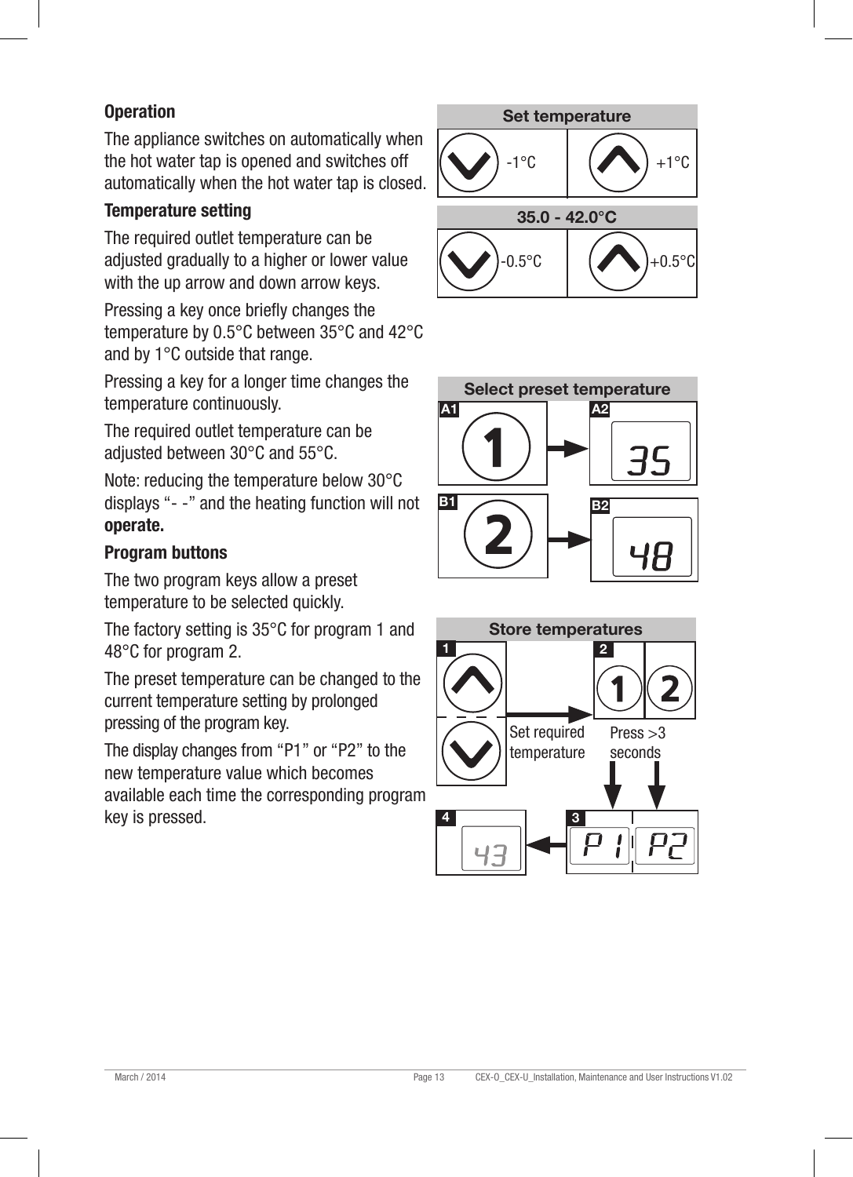**Operation**

The appliance switches on automatically when the hot water tap is opened and switches off automatically when the hot water tap is closed.

**Temperature setting**

The required outlet temperature can be adjusted gradually to a higher or lower value with the up arrow and down arrow keys.

Pressing a key once briefly changes the temperature by 0.5°C between 35°C and 42°C and by 1°C outside that range.

Pressing a key for a longer time changes the temperature continuously.

The required outlet temperature can be adjusted between 30°C and 55°C.

Note: reducing the temperature below 30°C displays "- -" and the heating function will not **operate.**

**Program buttons**

The two program keys allow a preset temperature to be selected quickly.

The factory setting is 35°C for program 1 and 48°C for program 2.

The preset temperature can be changed to the current temperature setting by prolonged pressing of the program key.

The display changes from "P1" or "P2" to the new temperature value which becomes available each time the corresponding program key is pressed.

**Set temperature**

| | |
|---|---|
| -1°C | +1°C |

**35.0 - 42.0°C**

| | |
|---|---|
| -0.5°C | +0.5°C |

**Select preset temperature**

A1: 1 → A2: 35

B1: 2 → B2: 48

**Store temperatures**

1: Set required temperature

2: Press >3 seconds

3: P1 P2

4: 43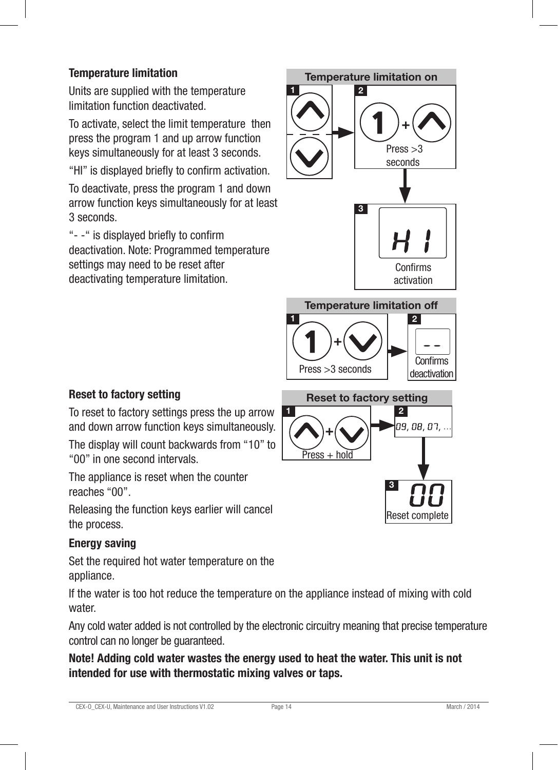## Temperature limitation

Units are supplied with the temperature limitation function deactivated.

To activate, select the limit temperature then press the program 1 and up arrow function keys simultaneously for at least 3 seconds.

“HI” is displayed briefly to confirm activation.

To deactivate, press the program 1 and down arrow function keys simultaneously for at least 3 seconds.

“- -“ is displayed briefly to confirm deactivation. Note: Programmed temperature settings may need to be reset after deactivating temperature limitation.

**Temperature limitation on**

1. Up / Down arrow
2. 1 + Up arrow — Press >3 seconds
3. HI — Confirms activation

**Temperature limitation off**

1. 1 + Down arrow — Press >3 seconds
2. - - — Confirms deactivation

## Reset to factory setting

To reset to factory settings press the up arrow and down arrow function keys simultaneously.

The display will count backwards from “10” to “00” in one second intervals.

The appliance is reset when the counter reaches “00”.

Releasing the function keys earlier will cancel the process.

**Reset to factory setting**

1. Up arrow + Down arrow — Press + hold
2. 09, 08, 07, …
3. 00 — Reset complete

## Energy saving

Set the required hot water temperature on the appliance.

If the water is too hot reduce the temperature on the appliance instead of mixing with cold water.

Any cold water added is not controlled by the electronic circuitry meaning that precise temperature control can no longer be guaranteed.

**Note! Adding cold water wastes the energy used to heat the water. This unit is not intended for use with thermostatic mixing valves or taps.**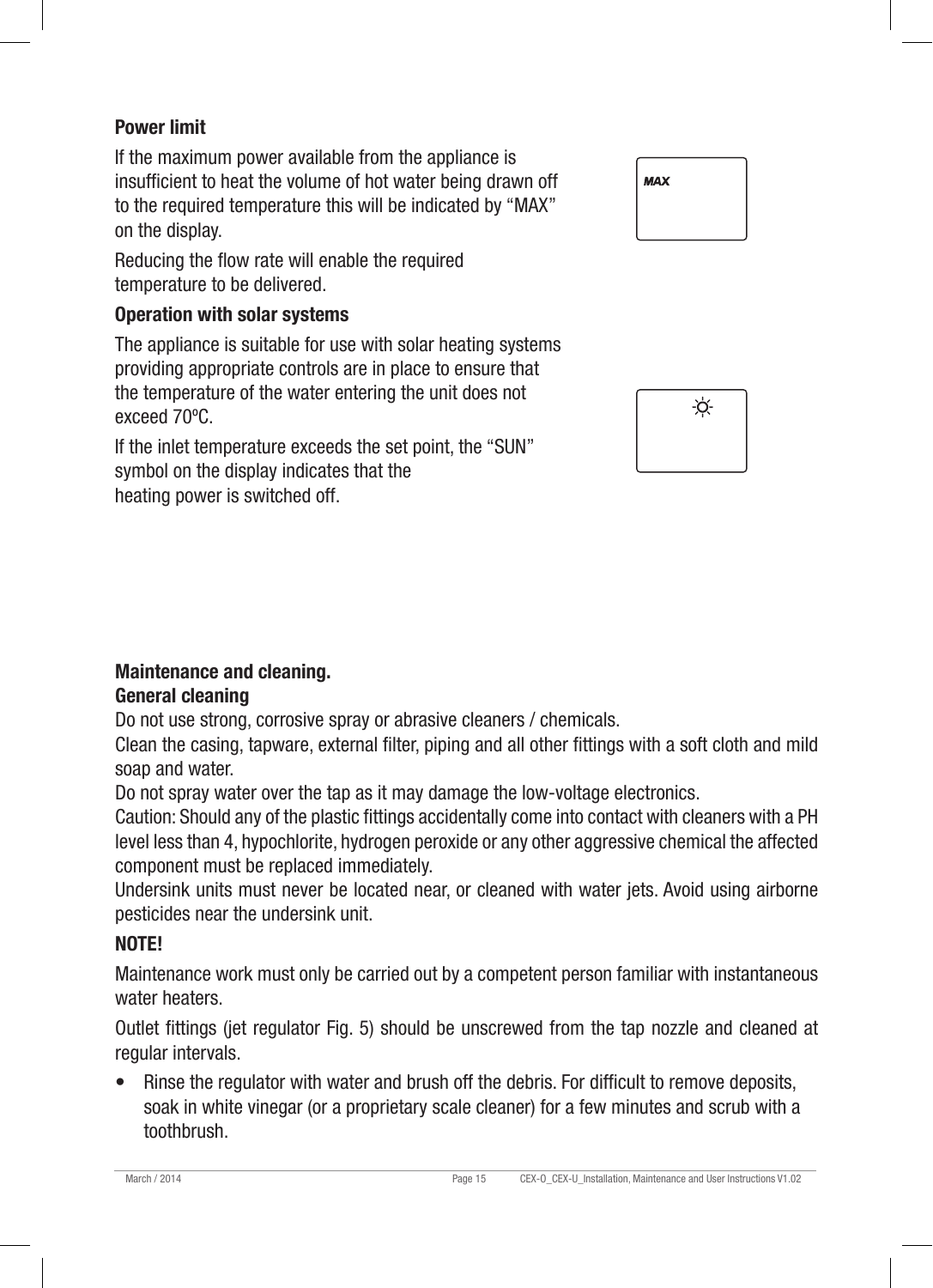**Power limit**

If the maximum power available from the appliance is insufficient to heat the volume of hot water being drawn off to the required temperature this will be indicated by "MAX" on the display.

Reducing the flow rate will enable the required temperature to be delivered.

**Operation with solar systems**

The appliance is suitable for use with solar heating systems providing appropriate controls are in place to ensure that the temperature of the water entering the unit does not exceed 70ºC.

If the inlet temperature exceeds the set point, the "SUN" symbol on the display indicates that the heating power is switched off.

**Maintenance and cleaning.**

**General cleaning**

Do not use strong, corrosive spray or abrasive cleaners / chemicals.

Clean the casing, tapware, external filter, piping and all other fittings with a soft cloth and mild soap and water.

Do not spray water over the tap as it may damage the low-voltage electronics.

Caution: Should any of the plastic fittings accidentally come into contact with cleaners with a PH level less than 4, hypochlorite, hydrogen peroxide or any other aggressive chemical the affected component must be replaced immediately.

Undersink units must never be located near, or cleaned with water jets. Avoid using airborne pesticides near the undersink unit.

**NOTE!**

Maintenance work must only be carried out by a competent person familiar with instantaneous water heaters.

Outlet fittings (jet regulator Fig. 5) should be unscrewed from the tap nozzle and cleaned at regular intervals.

- Rinse the regulator with water and brush off the debris. For difficult to remove deposits, soak in white vinegar (or a proprietary scale cleaner) for a few minutes and scrub with a toothbrush.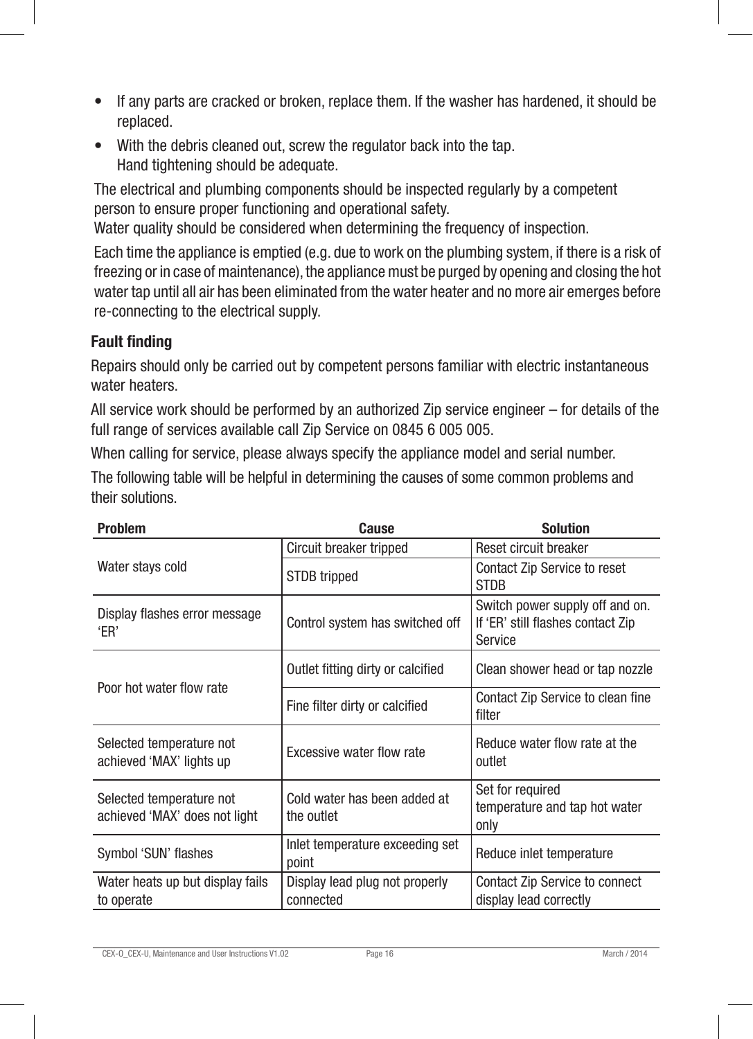- If any parts are cracked or broken, replace them. If the washer has hardened, it should be replaced.
- With the debris cleaned out, screw the regulator back into the tap.
  Hand tightening should be adequate.

The electrical and plumbing components should be inspected regularly by a competent person to ensure proper functioning and operational safety.
Water quality should be considered when determining the frequency of inspection.

Each time the appliance is emptied (e.g. due to work on the plumbing system, if there is a risk of freezing or in case of maintenance), the appliance must be purged by opening and closing the hot water tap until all air has been eliminated from the water heater and no more air emerges before re-connecting to the electrical supply.

## Fault finding

Repairs should only be carried out by competent persons familiar with electric instantaneous water heaters.

All service work should be performed by an authorized Zip service engineer – for details of the full range of services available call Zip Service on 0845 6 005 005.

When calling for service, please always specify the appliance model and serial number.

The following table will be helpful in determining the causes of some common problems and their solutions.

| Problem | Cause | Solution |
|---|---|---|
| Water stays cold | Circuit breaker tripped | Reset circuit breaker |
| | STDB tripped | Contact Zip Service to reset STDB |
| Display flashes error message 'ER' | Control system has switched off | Switch power supply off and on. If 'ER' still flashes contact Zip Service |
| Poor hot water flow rate | Outlet fitting dirty or calcified | Clean shower head or tap nozzle |
| | Fine filter dirty or calcified | Contact Zip Service to clean fine filter |
| Selected temperature not achieved 'MAX' lights up | Excessive water flow rate | Reduce water flow rate at the outlet |
| Selected temperature not achieved 'MAX' does not light | Cold water has been added at the outlet | Set for required temperature and tap hot water only |
| Symbol 'SUN' flashes | Inlet temperature exceeding set point | Reduce inlet temperature |
| Water heats up but display fails to operate | Display lead plug not properly connected | Contact Zip Service to connect display lead correctly |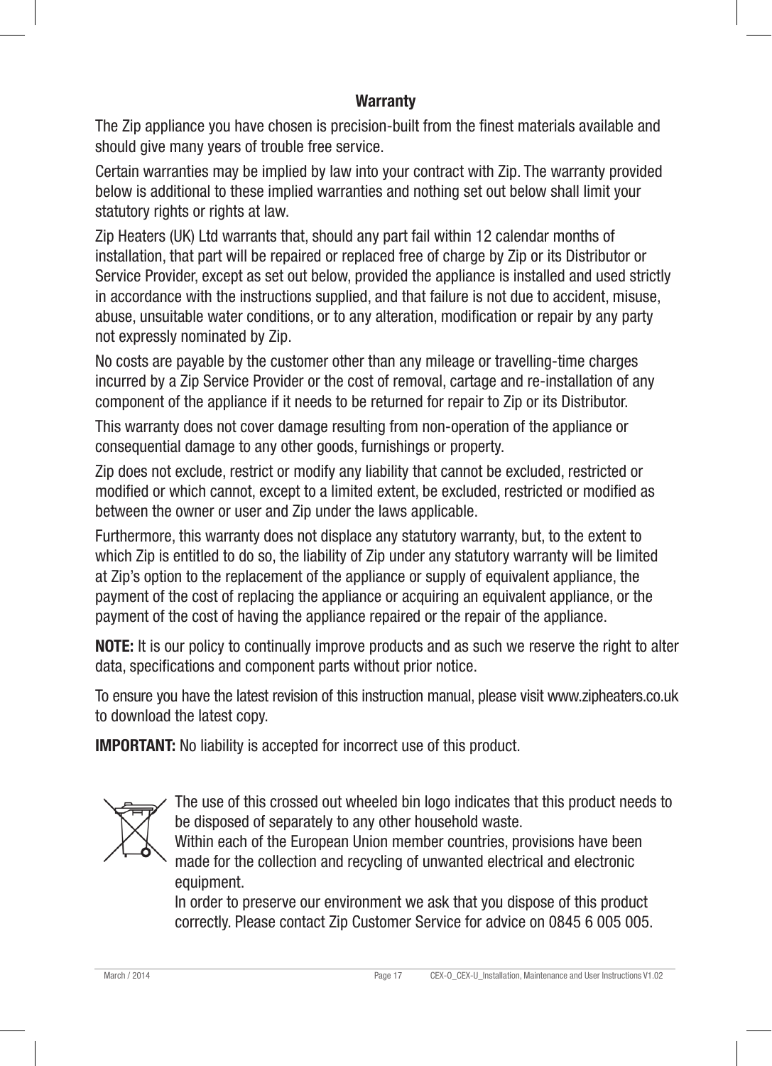## Warranty

The Zip appliance you have chosen is precision-built from the finest materials available and should give many years of trouble free service.

Certain warranties may be implied by law into your contract with Zip. The warranty provided below is additional to these implied warranties and nothing set out below shall limit your statutory rights or rights at law.

Zip Heaters (UK) Ltd warrants that, should any part fail within 12 calendar months of installation, that part will be repaired or replaced free of charge by Zip or its Distributor or Service Provider, except as set out below, provided the appliance is installed and used strictly in accordance with the instructions supplied, and that failure is not due to accident, misuse, abuse, unsuitable water conditions, or to any alteration, modification or repair by any party not expressly nominated by Zip.

No costs are payable by the customer other than any mileage or travelling-time charges incurred by a Zip Service Provider or the cost of removal, cartage and re-installation of any component of the appliance if it needs to be returned for repair to Zip or its Distributor.

This warranty does not cover damage resulting from non-operation of the appliance or consequential damage to any other goods, furnishings or property.

Zip does not exclude, restrict or modify any liability that cannot be excluded, restricted or modified or which cannot, except to a limited extent, be excluded, restricted or modified as between the owner or user and Zip under the laws applicable.

Furthermore, this warranty does not displace any statutory warranty, but, to the extent to which Zip is entitled to do so, the liability of Zip under any statutory warranty will be limited at Zip's option to the replacement of the appliance or supply of equivalent appliance, the payment of the cost of replacing the appliance or acquiring an equivalent appliance, or the payment of the cost of having the appliance repaired or the repair of the appliance.

**NOTE:** It is our policy to continually improve products and as such we reserve the right to alter data, specifications and component parts without prior notice.

To ensure you have the latest revision of this instruction manual, please visit www.zipheaters.co.uk to download the latest copy.

**IMPORTANT:** No liability is accepted for incorrect use of this product.

The use of this crossed out wheeled bin logo indicates that this product needs to be disposed of separately to any other household waste.
Within each of the European Union member countries, provisions have been made for the collection and recycling of unwanted electrical and electronic equipment.
In order to preserve our environment we ask that you dispose of this product correctly. Please contact Zip Customer Service for advice on 0845 6 005 005.